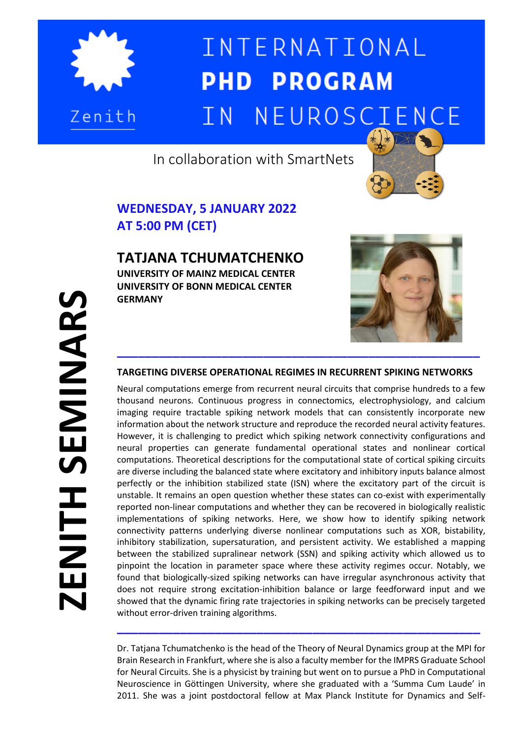# INTERNATIONAL **PHD PROGRAM** IN NEUROSCIENCE

Zenith

In collaboration with SmartNets

**ZENITH SEMINARS**

## WEDNESDAY, 5 JANUARY 2022
## AT 5:00 PM (CET)

## TATJANA TCHUMATCHENKO

**UNIVERSITY OF MAINZ MEDICAL CENTER**
**UNIVERSITY OF BONN MEDICAL CENTER**
**GERMANY**

---

### TARGETING DIVERSE OPERATIONAL REGIMES IN RECURRENT SPIKING NETWORKS

Neural computations emerge from recurrent neural circuits that comprise hundreds to a few thousand neurons. Continuous progress in connectomics, electrophysiology, and calcium imaging require tractable spiking network models that can consistently incorporate new information about the network structure and reproduce the recorded neural activity features. However, it is challenging to predict which spiking network connectivity configurations and neural properties can generate fundamental operational states and nonlinear cortical computations. Theoretical descriptions for the computational state of cortical spiking circuits are diverse including the balanced state where excitatory and inhibitory inputs balance almost perfectly or the inhibition stabilized state (ISN) where the excitatory part of the circuit is unstable. It remains an open question whether these states can co-exist with experimentally reported non-linear computations and whether they can be recovered in biologically realistic implementations of spiking networks. Here, we show how to identify spiking network connectivity patterns underlying diverse nonlinear computations such as XOR, bistability, inhibitory stabilization, supersaturation, and persistent activity. We established a mapping between the stabilized supralinear network (SSN) and spiking activity which allowed us to pinpoint the location in parameter space where these activity regimes occur. Notably, we found that biologically-sized spiking networks can have irregular asynchronous activity that does not require strong excitation-inhibition balance or large feedforward input and we showed that the dynamic firing rate trajectories in spiking networks can be precisely targeted without error-driven training algorithms.

---

Dr. Tatjana Tchumatchenko is the head of the Theory of Neural Dynamics group at the MPI for Brain Research in Frankfurt, where she is also a faculty member for the IMPRS Graduate School for Neural Circuits. She is a physicist by training but went on to pursue a PhD in Computational Neuroscience in Göttingen University, where she graduated with a 'Summa Cum Laude' in 2011. She was a joint postdoctoral fellow at Max Planck Institute for Dynamics and Self-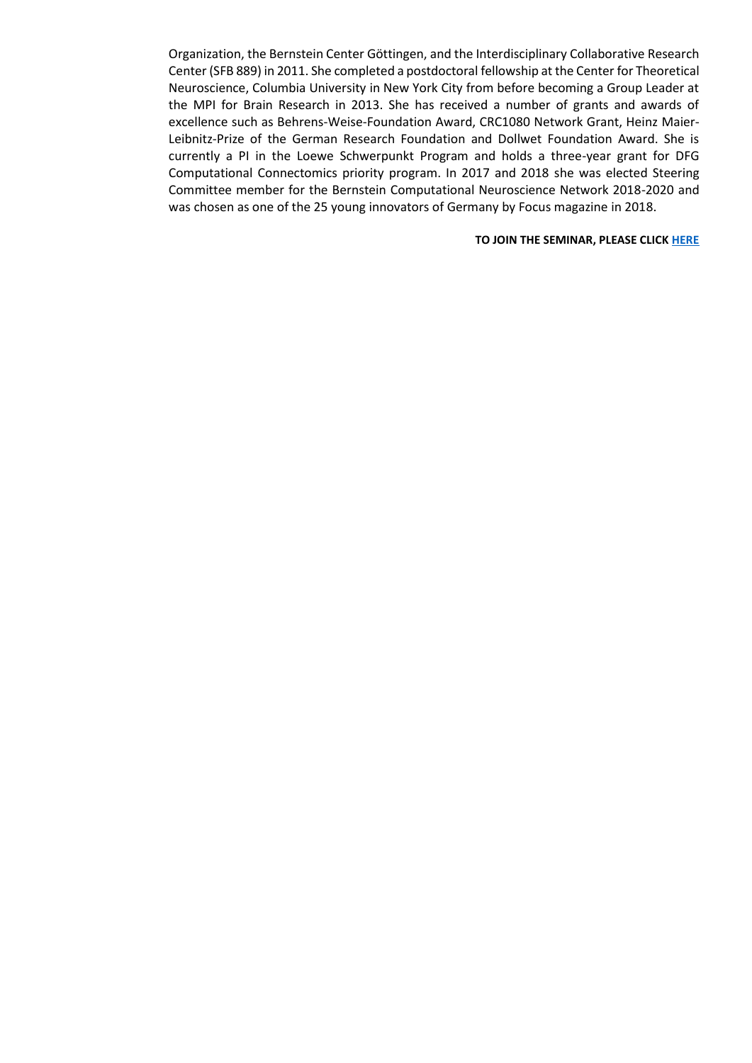Organization, the Bernstein Center Göttingen, and the Interdisciplinary Collaborative Research Center (SFB 889) in 2011. She completed a postdoctoral fellowship at the Center for Theoretical Neuroscience, Columbia University in New York City from before becoming a Group Leader at the MPI for Brain Research in 2013. She has received a number of grants and awards of excellence such as Behrens-Weise-Foundation Award, CRC1080 Network Grant, Heinz Maier-Leibnitz-Prize of the German Research Foundation and Dollwet Foundation Award. She is currently a PI in the Loewe Schwerpunkt Program and holds a three-year grant for DFG Computational Connectomics priority program. In 2017 and 2018 she was elected Steering Committee member for the Bernstein Computational Neuroscience Network 2018-2020 and was chosen as one of the 25 young innovators of Germany by Focus magazine in 2018.

**TO JOIN THE SEMINAR, PLEASE CLICK HERE**